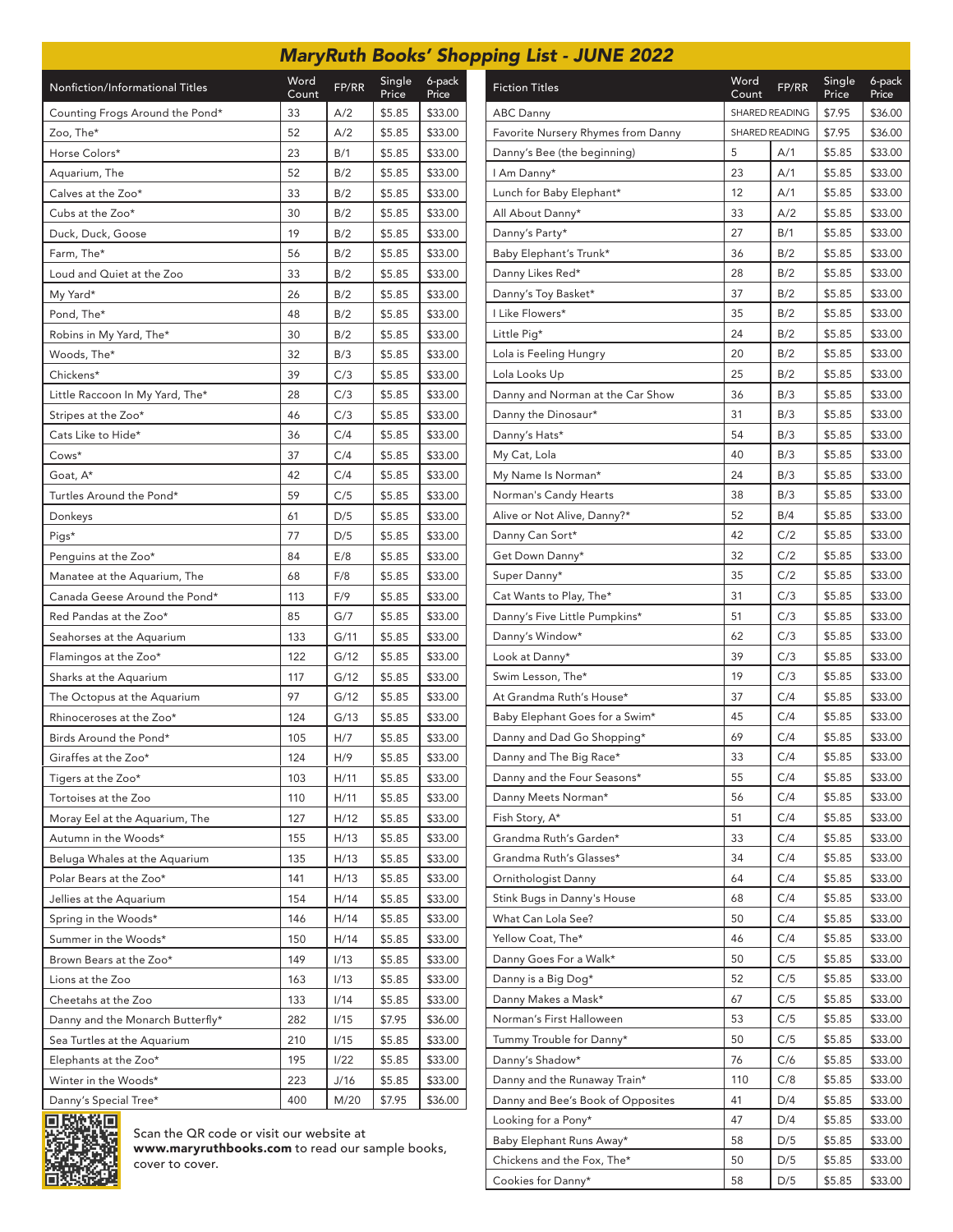# MaryRuth Books' Shopping List - JUNE 2022

| Nonfiction/Informational Titles | Word Count | FP/RR | Single Price | 6-pack Price |
|---|---|---|---|---|
| Counting Frogs Around the Pond* | 33 | A/2 | $5.85 | $33.00 |
| Zoo, The* | 52 | A/2 | $5.85 | $33.00 |
| Horse Colors* | 23 | B/1 | $5.85 | $33.00 |
| Aquarium, The | 52 | B/2 | $5.85 | $33.00 |
| Calves at the Zoo* | 33 | B/2 | $5.85 | $33.00 |
| Cubs at the Zoo* | 30 | B/2 | $5.85 | $33.00 |
| Duck, Duck, Goose | 19 | B/2 | $5.85 | $33.00 |
| Farm, The* | 56 | B/2 | $5.85 | $33.00 |
| Loud and Quiet at the Zoo | 33 | B/2 | $5.85 | $33.00 |
| My Yard* | 26 | B/2 | $5.85 | $33.00 |
| Pond, The* | 48 | B/2 | $5.85 | $33.00 |
| Robins in My Yard, The* | 30 | B/2 | $5.85 | $33.00 |
| Woods, The* | 32 | B/3 | $5.85 | $33.00 |
| Chickens* | 39 | C/3 | $5.85 | $33.00 |
| Little Raccoon In My Yard, The* | 28 | C/3 | $5.85 | $33.00 |
| Stripes at the Zoo* | 46 | C/3 | $5.85 | $33.00 |
| Cats Like to Hide* | 36 | C/4 | $5.85 | $33.00 |
| Cows* | 37 | C/4 | $5.85 | $33.00 |
| Goat, A* | 42 | C/4 | $5.85 | $33.00 |
| Turtles Around the Pond* | 59 | C/5 | $5.85 | $33.00 |
| Donkeys | 61 | D/5 | $5.85 | $33.00 |
| Pigs* | 77 | D/5 | $5.85 | $33.00 |
| Penguins at the Zoo* | 84 | E/8 | $5.85 | $33.00 |
| Manatee at the Aquarium, The | 68 | F/8 | $5.85 | $33.00 |
| Canada Geese Around the Pond* | 113 | F/9 | $5.85 | $33.00 |
| Red Pandas at the Zoo* | 85 | G/7 | $5.85 | $33.00 |
| Seahorses at the Aquarium | 133 | G/11 | $5.85 | $33.00 |
| Flamingos at the Zoo* | 122 | G/12 | $5.85 | $33.00 |
| Sharks at the Aquarium | 117 | G/12 | $5.85 | $33.00 |
| The Octopus at the Aquarium | 97 | G/12 | $5.85 | $33.00 |
| Rhinoceroses at the Zoo* | 124 | G/13 | $5.85 | $33.00 |
| Birds Around the Pond* | 105 | H/7 | $5.85 | $33.00 |
| Giraffes at the Zoo* | 124 | H/9 | $5.85 | $33.00 |
| Tigers at the Zoo* | 103 | H/11 | $5.85 | $33.00 |
| Tortoises at the Zoo | 110 | H/11 | $5.85 | $33.00 |
| Moray Eel at the Aquarium, The | 127 | H/12 | $5.85 | $33.00 |
| Autumn in the Woods* | 155 | H/13 | $5.85 | $33.00 |
| Beluga Whales at the Aquarium | 135 | H/13 | $5.85 | $33.00 |
| Polar Bears at the Zoo* | 141 | H/13 | $5.85 | $33.00 |
| Jellies at the Aquarium | 154 | H/14 | $5.85 | $33.00 |
| Spring in the Woods* | 146 | H/14 | $5.85 | $33.00 |
| Summer in the Woods* | 150 | H/14 | $5.85 | $33.00 |
| Brown Bears at the Zoo* | 149 | I/13 | $5.85 | $33.00 |
| Lions at the Zoo | 163 | I/13 | $5.85 | $33.00 |
| Cheetahs at the Zoo | 133 | I/14 | $5.85 | $33.00 |
| Danny and the Monarch Butterfly* | 282 | I/15 | $7.95 | $36.00 |
| Sea Turtles at the Aquarium | 210 | I/15 | $5.85 | $33.00 |
| Elephants at the Zoo* | 195 | I/22 | $5.85 | $33.00 |
| Winter in the Woods* | 223 | J/16 | $5.85 | $33.00 |
| Danny's Special Tree* | 400 | M/20 | $7.95 | $36.00 |

Scan the QR code or visit our website at **www.maryruthbooks.com** to read our sample books, cover to cover.

| Fiction Titles | Word Count | FP/RR | Single Price | 6-pack Price |
|---|---|---|---|---|
| ABC Danny | SHARED READING | | $7.95 | $36.00 |
| Favorite Nursery Rhymes from Danny | SHARED READING | | $7.95 | $36.00 |
| Danny's Bee (the beginning) | 5 | A/1 | $5.85 | $33.00 |
| I Am Danny* | 23 | A/1 | $5.85 | $33.00 |
| Lunch for Baby Elephant* | 12 | A/1 | $5.85 | $33.00 |
| All About Danny* | 33 | A/2 | $5.85 | $33.00 |
| Danny's Party* | 27 | B/1 | $5.85 | $33.00 |
| Baby Elephant's Trunk* | 36 | B/2 | $5.85 | $33.00 |
| Danny Likes Red* | 28 | B/2 | $5.85 | $33.00 |
| Danny's Toy Basket* | 37 | B/2 | $5.85 | $33.00 |
| I Like Flowers* | 35 | B/2 | $5.85 | $33.00 |
| Little Pig* | 24 | B/2 | $5.85 | $33.00 |
| Lola is Feeling Hungry | 20 | B/2 | $5.85 | $33.00 |
| Lola Looks Up | 25 | B/2 | $5.85 | $33.00 |
| Danny and Norman at the Car Show | 36 | B/3 | $5.85 | $33.00 |
| Danny the Dinosaur* | 31 | B/3 | $5.85 | $33.00 |
| Danny's Hats* | 54 | B/3 | $5.85 | $33.00 |
| My Cat, Lola | 40 | B/3 | $5.85 | $33.00 |
| My Name Is Norman* | 24 | B/3 | $5.85 | $33.00 |
| Norman's Candy Hearts | 38 | B/3 | $5.85 | $33.00 |
| Alive or Not Alive, Danny?* | 52 | B/4 | $5.85 | $33.00 |
| Danny Can Sort* | 42 | C/2 | $5.85 | $33.00 |
| Get Down Danny* | 32 | C/2 | $5.85 | $33.00 |
| Super Danny* | 35 | C/2 | $5.85 | $33.00 |
| Cat Wants to Play, The* | 31 | C/3 | $5.85 | $33.00 |
| Danny's Five Little Pumpkins* | 51 | C/3 | $5.85 | $33.00 |
| Danny's Window* | 62 | C/3 | $5.85 | $33.00 |
| Look at Danny* | 39 | C/3 | $5.85 | $33.00 |
| Swim Lesson, The* | 19 | C/3 | $5.85 | $33.00 |
| At Grandma Ruth's House* | 37 | C/4 | $5.85 | $33.00 |
| Baby Elephant Goes for a Swim* | 45 | C/4 | $5.85 | $33.00 |
| Danny and Dad Go Shopping* | 69 | C/4 | $5.85 | $33.00 |
| Danny and The Big Race* | 33 | C/4 | $5.85 | $33.00 |
| Danny and the Four Seasons* | 55 | C/4 | $5.85 | $33.00 |
| Danny Meets Norman* | 56 | C/4 | $5.85 | $33.00 |
| Fish Story, A* | 51 | C/4 | $5.85 | $33.00 |
| Grandma Ruth's Garden* | 33 | C/4 | $5.85 | $33.00 |
| Grandma Ruth's Glasses* | 34 | C/4 | $5.85 | $33.00 |
| Ornithologist Danny | 64 | C/4 | $5.85 | $33.00 |
| Stink Bugs in Danny's House | 68 | C/4 | $5.85 | $33.00 |
| What Can Lola See? | 50 | C/4 | $5.85 | $33.00 |
| Yellow Coat, The* | 46 | C/4 | $5.85 | $33.00 |
| Danny Goes For a Walk* | 50 | C/5 | $5.85 | $33.00 |
| Danny is a Big Dog* | 52 | C/5 | $5.85 | $33.00 |
| Danny Makes a Mask* | 67 | C/5 | $5.85 | $33.00 |
| Norman's First Halloween | 53 | C/5 | $5.85 | $33.00 |
| Tummy Trouble for Danny* | 50 | C/5 | $5.85 | $33.00 |
| Danny's Shadow* | 76 | C/6 | $5.85 | $33.00 |
| Danny and the Runaway Train* | 110 | C/8 | $5.85 | $33.00 |
| Danny and Bee's Book of Opposites | 41 | D/4 | $5.85 | $33.00 |
| Looking for a Pony* | 47 | D/4 | $5.85 | $33.00 |
| Baby Elephant Runs Away* | 58 | D/5 | $5.85 | $33.00 |
| Chickens and the Fox, The* | 50 | D/5 | $5.85 | $33.00 |
| Cookies for Danny* | 58 | D/5 | $5.85 | $33.00 |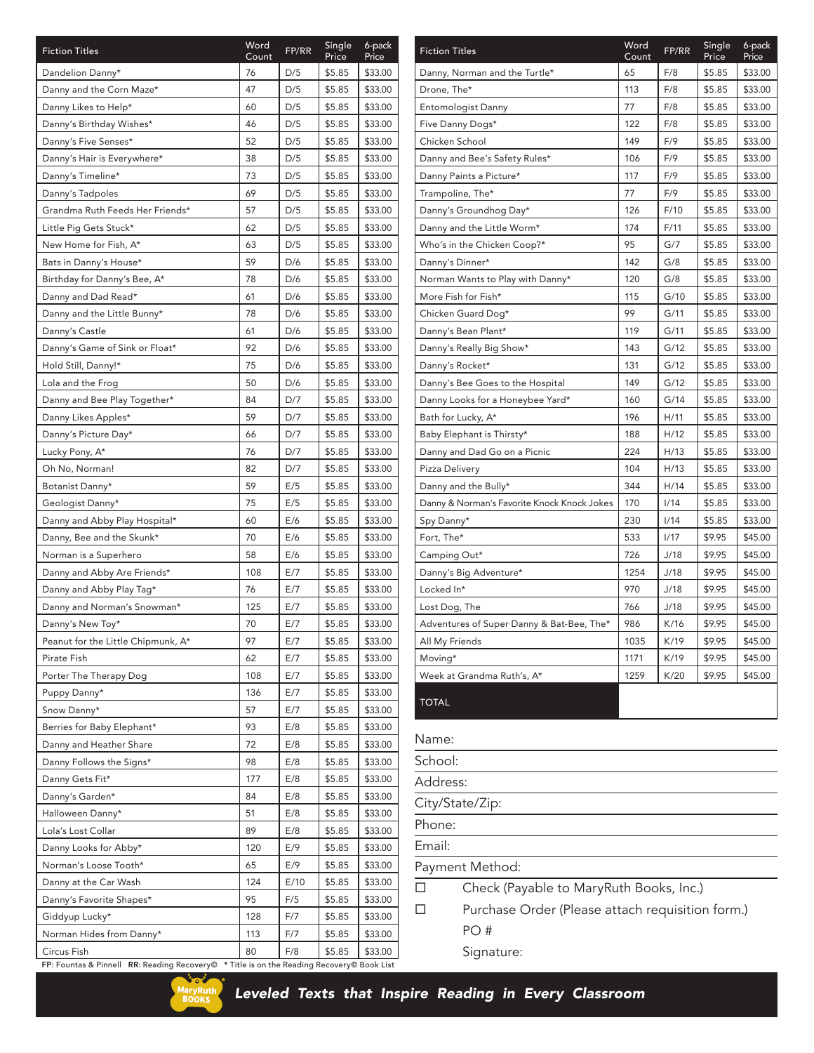| Fiction Titles | Word Count | FP/RR | Single Price | 6-pack Price |
|---|---|---|---|---|
| Dandelion Danny* | 76 | D/5 | $5.85 | $33.00 |
| Danny and the Corn Maze* | 47 | D/5 | $5.85 | $33.00 |
| Danny Likes to Help* | 60 | D/5 | $5.85 | $33.00 |
| Danny's Birthday Wishes* | 46 | D/5 | $5.85 | $33.00 |
| Danny's Five Senses* | 52 | D/5 | $5.85 | $33.00 |
| Danny's Hair is Everywhere* | 38 | D/5 | $5.85 | $33.00 |
| Danny's Timeline* | 73 | D/5 | $5.85 | $33.00 |
| Danny's Tadpoles | 69 | D/5 | $5.85 | $33.00 |
| Grandma Ruth Feeds Her Friends* | 57 | D/5 | $5.85 | $33.00 |
| Little Pig Gets Stuck* | 62 | D/5 | $5.85 | $33.00 |
| New Home for Fish, A* | 63 | D/5 | $5.85 | $33.00 |
| Bats in Danny's House* | 59 | D/6 | $5.85 | $33.00 |
| Birthday for Danny's Bee, A* | 78 | D/6 | $5.85 | $33.00 |
| Danny and Dad Read* | 61 | D/6 | $5.85 | $33.00 |
| Danny and the Little Bunny* | 78 | D/6 | $5.85 | $33.00 |
| Danny's Castle | 61 | D/6 | $5.85 | $33.00 |
| Danny's Game of Sink or Float* | 92 | D/6 | $5.85 | $33.00 |
| Hold Still, Danny!* | 75 | D/6 | $5.85 | $33.00 |
| Lola and the Frog | 50 | D/6 | $5.85 | $33.00 |
| Danny and Bee Play Together* | 84 | D/7 | $5.85 | $33.00 |
| Danny Likes Apples* | 59 | D/7 | $5.85 | $33.00 |
| Danny's Picture Day* | 66 | D/7 | $5.85 | $33.00 |
| Lucky Pony, A* | 76 | D/7 | $5.85 | $33.00 |
| Oh No, Norman! | 82 | D/7 | $5.85 | $33.00 |
| Botanist Danny* | 59 | E/5 | $5.85 | $33.00 |
| Geologist Danny* | 75 | E/5 | $5.85 | $33.00 |
| Danny and Abby Play Hospital* | 60 | E/6 | $5.85 | $33.00 |
| Danny, Bee and the Skunk* | 70 | E/6 | $5.85 | $33.00 |
| Norman is a Superhero | 58 | E/6 | $5.85 | $33.00 |
| Danny and Abby Are Friends* | 108 | E/7 | $5.85 | $33.00 |
| Danny and Abby Play Tag* | 76 | E/7 | $5.85 | $33.00 |
| Danny and Norman's Snowman* | 125 | E/7 | $5.85 | $33.00 |
| Danny's New Toy* | 70 | E/7 | $5.85 | $33.00 |
| Peanut for the Little Chipmunk, A* | 97 | E/7 | $5.85 | $33.00 |
| Pirate Fish | 62 | E/7 | $5.85 | $33.00 |
| Porter The Therapy Dog | 108 | E/7 | $5.85 | $33.00 |
| Puppy Danny* | 136 | E/7 | $5.85 | $33.00 |
| Snow Danny* | 57 | E/7 | $5.85 | $33.00 |
| Berries for Baby Elephant* | 93 | E/8 | $5.85 | $33.00 |
| Danny and Heather Share | 72 | E/8 | $5.85 | $33.00 |
| Danny Follows the Signs* | 98 | E/8 | $5.85 | $33.00 |
| Danny Gets Fit* | 177 | E/8 | $5.85 | $33.00 |
| Danny's Garden* | 84 | E/8 | $5.85 | $33.00 |
| Halloween Danny* | 51 | E/8 | $5.85 | $33.00 |
| Lola's Lost Collar | 89 | E/8 | $5.85 | $33.00 |
| Danny Looks for Abby* | 120 | E/9 | $5.85 | $33.00 |
| Norman's Loose Tooth* | 65 | E/9 | $5.85 | $33.00 |
| Danny at the Car Wash | 124 | E/10 | $5.85 | $33.00 |
| Danny's Favorite Shapes* | 95 | F/5 | $5.85 | $33.00 |
| Giddyup Lucky* | 128 | F/7 | $5.85 | $33.00 |
| Norman Hides from Danny* | 113 | F/7 | $5.85 | $33.00 |
| Circus Fish | 80 | F/8 | $5.85 | $33.00 |

FP: Fountas & Pinnell RR: Reading Recovery© * Title is on the Reading Recovery© Book List

| Fiction Titles | Word Count | FP/RR | Single Price | 6-pack Price |
|---|---|---|---|---|
| Danny, Norman and the Turtle* | 65 | F/8 | $5.85 | $33.00 |
| Drone, The* | 113 | F/8 | $5.85 | $33.00 |
| Entomologist Danny | 77 | F/8 | $5.85 | $33.00 |
| Five Danny Dogs* | 122 | F/8 | $5.85 | $33.00 |
| Chicken School | 149 | F/9 | $5.85 | $33.00 |
| Danny and Bee's Safety Rules* | 106 | F/9 | $5.85 | $33.00 |
| Danny Paints a Picture* | 117 | F/9 | $5.85 | $33.00 |
| Trampoline, The* | 77 | F/9 | $5.85 | $33.00 |
| Danny's Groundhog Day* | 126 | F/10 | $5.85 | $33.00 |
| Danny and the Little Worm* | 174 | F/11 | $5.85 | $33.00 |
| Who's in the Chicken Coop?* | 95 | G/7 | $5.85 | $33.00 |
| Danny's Dinner* | 142 | G/8 | $5.85 | $33.00 |
| Norman Wants to Play with Danny* | 120 | G/8 | $5.85 | $33.00 |
| More Fish for Fish* | 115 | G/10 | $5.85 | $33.00 |
| Chicken Guard Dog* | 99 | G/11 | $5.85 | $33.00 |
| Danny's Bean Plant* | 119 | G/11 | $5.85 | $33.00 |
| Danny's Really Big Show* | 143 | G/12 | $5.85 | $33.00 |
| Danny's Rocket* | 131 | G/12 | $5.85 | $33.00 |
| Danny's Bee Goes to the Hospital | 149 | G/12 | $5.85 | $33.00 |
| Danny Looks for a Honeybee Yard* | 160 | G/14 | $5.85 | $33.00 |
| Bath for Lucky, A* | 196 | H/11 | $5.85 | $33.00 |
| Baby Elephant is Thirsty* | 188 | H/12 | $5.85 | $33.00 |
| Danny and Dad Go on a Picnic | 224 | H/13 | $5.85 | $33.00 |
| Pizza Delivery | 104 | H/13 | $5.85 | $33.00 |
| Danny and the Bully* | 344 | H/14 | $5.85 | $33.00 |
| Danny & Norman's Favorite Knock Knock Jokes | 170 | I/14 | $5.85 | $33.00 |
| Spy Danny* | 230 | I/14 | $5.85 | $33.00 |
| Fort, The* | 533 | I/17 | $9.95 | $45.00 |
| Camping Out* | 726 | J/18 | $9.95 | $45.00 |
| Danny's Big Adventure* | 1254 | J/18 | $9.95 | $45.00 |
| Locked In* | 970 | J/18 | $9.95 | $45.00 |
| Lost Dog, The | 766 | J/18 | $9.95 | $45.00 |
| Adventures of Super Danny & Bat-Bee, The* | 986 | K/16 | $9.95 | $45.00 |
| All My Friends | 1035 | K/19 | $9.95 | $45.00 |
| Moving* | 1171 | K/19 | $9.95 | $45.00 |
| Week at Grandma Ruth's, A* | 1259 | K/20 | $9.95 | $45.00 |
| TOTAL | | | | |

Name:

School:

Address:

City/State/Zip:

Phone:

Email:

Payment Method:

☐ Check (Payable to MaryRuth Books, Inc.)

☐ Purchase Order (Please attach requisition form.)

PO #

Signature:

MaryRuth BOOKS *Leveled Texts that Inspire Reading in Every Classroom*